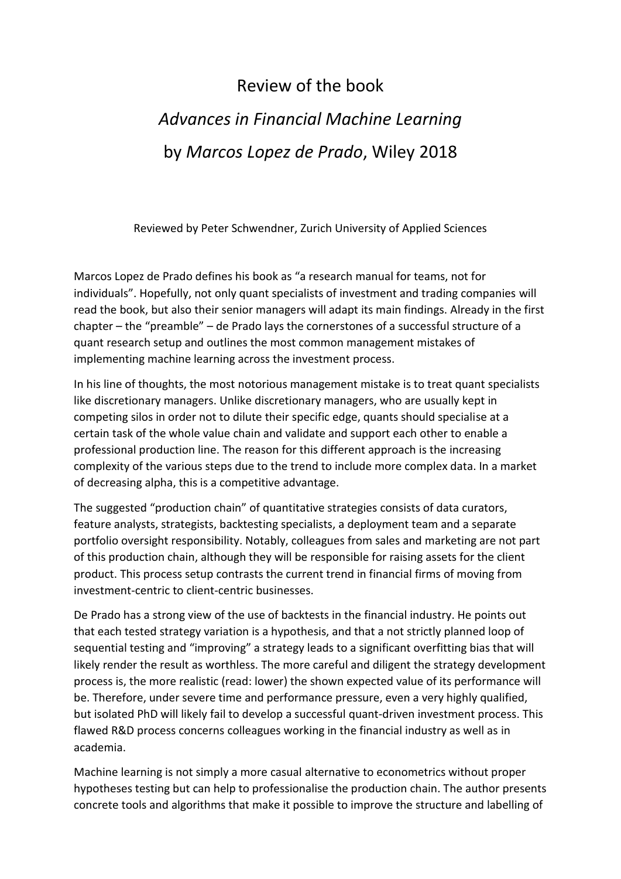# Review of the book

# *Advances in Financial Machine Learning*

# by *Marcos Lopez de Prado*, Wiley 2018

Reviewed by Peter Schwendner, Zurich University of Applied Sciences

Marcos Lopez de Prado defines his book as "a research manual for teams, not for individuals". Hopefully, not only quant specialists of investment and trading companies will read the book, but also their senior managers will adapt its main findings. Already in the first chapter – the "preamble" – de Prado lays the cornerstones of a successful structure of a quant research setup and outlines the most common management mistakes of implementing machine learning across the investment process.

In his line of thoughts, the most notorious management mistake is to treat quant specialists like discretionary managers. Unlike discretionary managers, who are usually kept in competing silos in order not to dilute their specific edge, quants should specialise at a certain task of the whole value chain and validate and support each other to enable a professional production line. The reason for this different approach is the increasing complexity of the various steps due to the trend to include more complex data. In a market of decreasing alpha, this is a competitive advantage.

The suggested "production chain" of quantitative strategies consists of data curators, feature analysts, strategists, backtesting specialists, a deployment team and a separate portfolio oversight responsibility. Notably, colleagues from sales and marketing are not part of this production chain, although they will be responsible for raising assets for the client product. This process setup contrasts the current trend in financial firms of moving from investment-centric to client-centric businesses.

De Prado has a strong view of the use of backtests in the financial industry. He points out that each tested strategy variation is a hypothesis, and that a not strictly planned loop of sequential testing and "improving" a strategy leads to a significant overfitting bias that will likely render the result as worthless. The more careful and diligent the strategy development process is, the more realistic (read: lower) the shown expected value of its performance will be. Therefore, under severe time and performance pressure, even a very highly qualified, but isolated PhD will likely fail to develop a successful quant-driven investment process. This flawed R&D process concerns colleagues working in the financial industry as well as in academia.

Machine learning is not simply a more casual alternative to econometrics without proper hypotheses testing but can help to professionalise the production chain. The author presents concrete tools and algorithms that make it possible to improve the structure and labelling of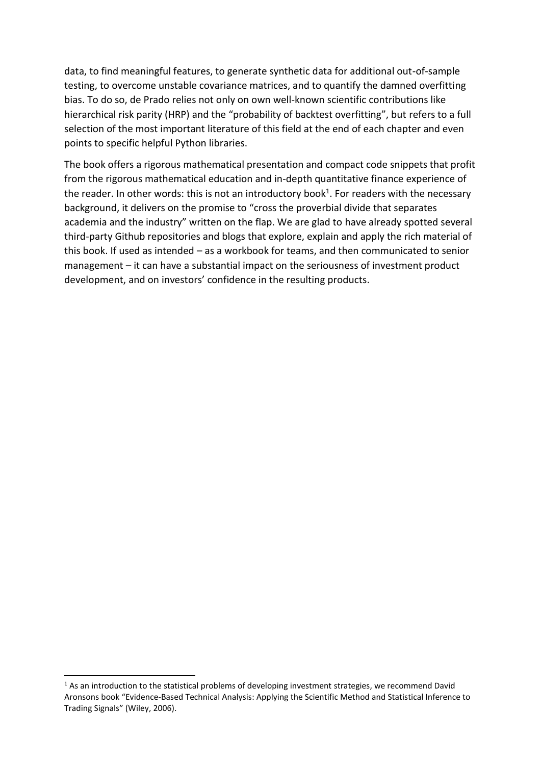data, to find meaningful features, to generate synthetic data for additional out-of-sample testing, to overcome unstable covariance matrices, and to quantify the damned overfitting bias. To do so, de Prado relies not only on own well-known scientific contributions like hierarchical risk parity (HRP) and the "probability of backtest overfitting", but refers to a full selection of the most important literature of this field at the end of each chapter and even points to specific helpful Python libraries.

The book offers a rigorous mathematical presentation and compact code snippets that profit from the rigorous mathematical education and in-depth quantitative finance experience of the reader. In other words: this is not an introductory book[1]. For readers with the necessary background, it delivers on the promise to "cross the proverbial divide that separates academia and the industry" written on the flap. We are glad to have already spotted several third-party Github repositories and blogs that explore, explain and apply the rich material of this book. If used as intended – as a workbook for teams, and then communicated to senior management – it can have a substantial impact on the seriousness of investment product development, and on investors' confidence in the resulting products.

---

[1] As an introduction to the statistical problems of developing investment strategies, we recommend David Aronsons book "Evidence-Based Technical Analysis: Applying the Scientific Method and Statistical Inference to Trading Signals" (Wiley, 2006).